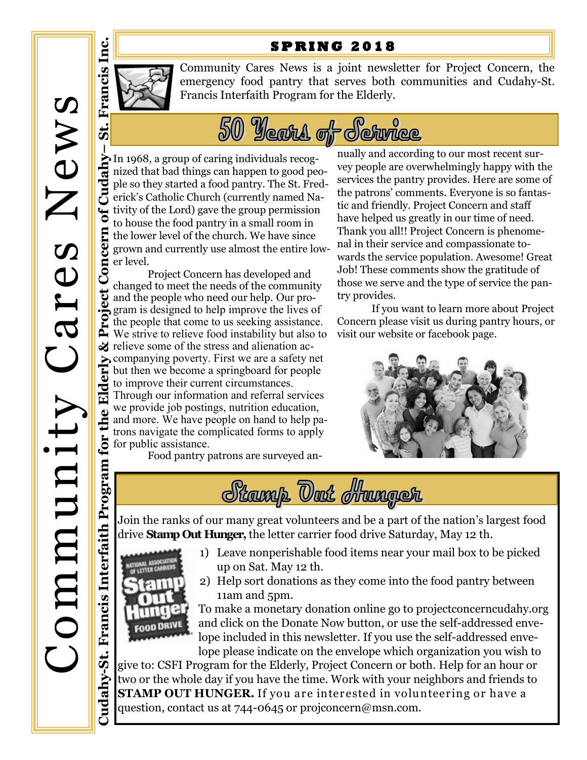# Community Cares News

**Cudahy-St. Francis Interfaith Program for the Elderly & Project Concern of Cudahy– St. Francis Inc.**

**SPRING 2018**

Community Cares News is a joint newsletter for Project Concern, the emergency food pantry that serves both communities and Cudahy-St. Francis Interfaith Program for the Elderly.

## 50 Years of Service

In 1968, a group of caring individuals recognized that bad things can happen to good people so they started a food pantry. The St. Frederick's Catholic Church (currently named Nativity of the Lord) gave the group permission to house the food pantry in a small room in the lower level of the church. We have since grown and currently use almost the entire lower level.

Project Concern has developed and changed to meet the needs of the community and the people who need our help. Our program is designed to help improve the lives of the people that come to us seeking assistance. We strive to relieve food instability but also to relieve some of the stress and alienation accompanying poverty. First we are a safety net but then we become a springboard for people to improve their current circumstances. Through our information and referral services we provide job postings, nutrition education, and more. We have people on hand to help patrons navigate the complicated forms to apply for public assistance.

Food pantry patrons are surveyed annually and according to our most recent survey people are overwhelmingly happy with the services the pantry provides. Here are some of the patrons' comments. Everyone is so fantastic and friendly. Project Concern and staff have helped us greatly in our time of need. Thank you all!! Project Concern is phenomenal in their service and compassionate towards the service population. Awesome! Great Job! These comments show the gratitude of those we serve and the type of service the pantry provides.

If you want to learn more about Project Concern please visit us during pantry hours, or visit our website or facebook page.

## Stamp Out Hunger

Join the ranks of our many great volunteers and be a part of the nation's largest food drive **Stamp Out Hunger,** the letter carrier food drive Saturday, May 12 th.

1) Leave nonperishable food items near your mail box to be picked up on Sat. May 12 th.
2) Help sort donations as they come into the food pantry between 11am and 5pm.

To make a monetary donation online go to projectconcerncudahy.org and click on the Donate Now button, or use the self-addressed envelope included in this newsletter. If you use the self-addressed envelope please indicate on the envelope which organization you wish to give to: CSFI Program for the Elderly, Project Concern or both. Help for an hour or two or the whole day if you have the time. Work with your neighbors and friends to **STAMP OUT HUNGER.** If you are interested in volunteering or have a question, contact us at 744-0645 or projconcern@msn.com.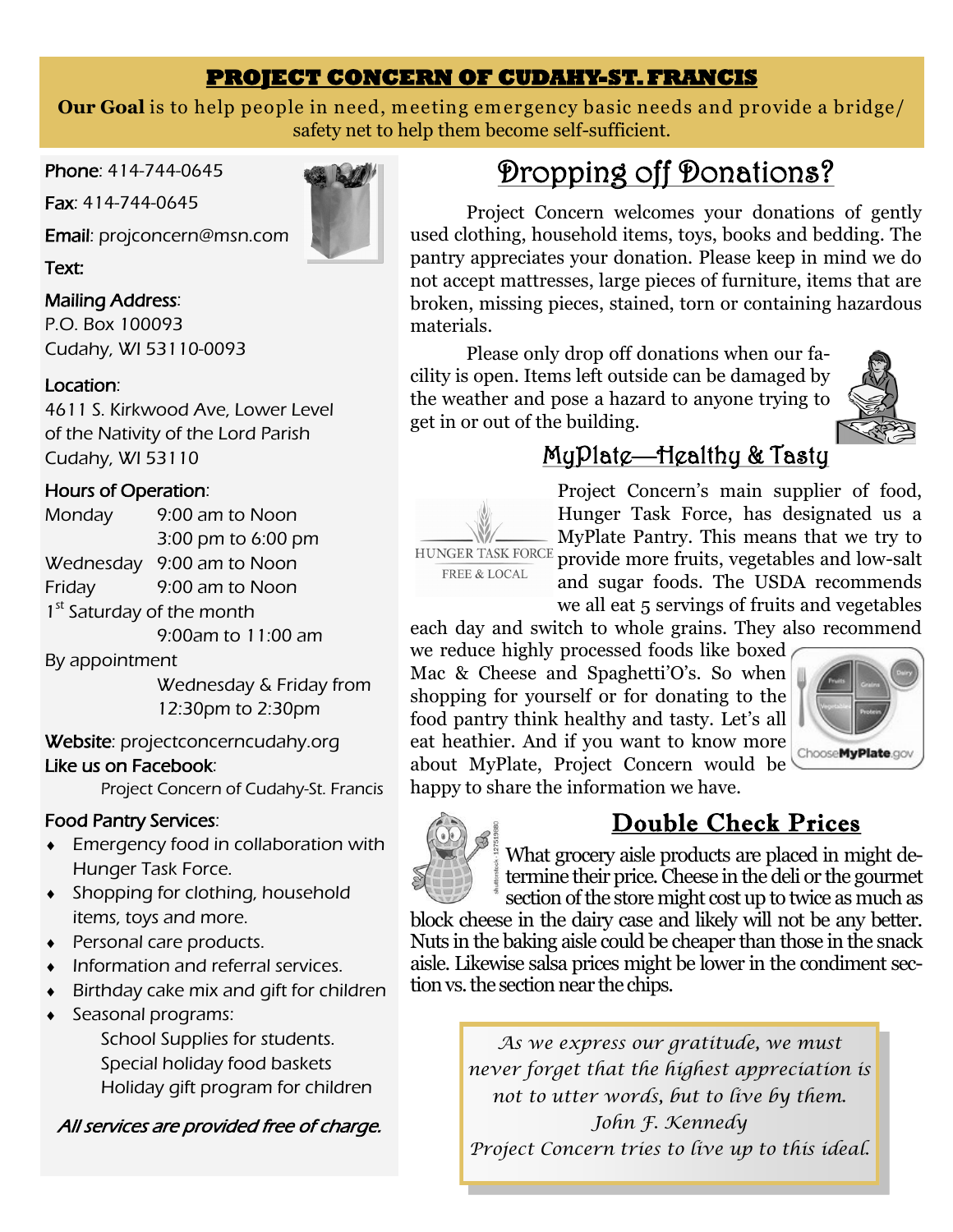## PROJECT CONCERN OF CUDAHY-ST. FRANCIS

**Our Goal** is to help people in need, meeting emergency basic needs and provide a bridge/ safety net to help them become self-sufficient.

**Phone**: 414-744-0645

**Fax**: 414-744-0645

**Email**: projconcern@msn.com

**Text:**

**Mailing Address**:
P.O. Box 100093
Cudahy, WI 53110-0093

**Location**:
4611 S. Kirkwood Ave, Lower Level of the Nativity of the Lord Parish
Cudahy, WI 53110

**Hours of Operation**:

| | |
|---|---|
| Monday | 9:00 am to Noon |
| | 3:00 pm to 6:00 pm |
| Wednesday | 9:00 am to Noon |
| Friday | 9:00 am to Noon |
| 1st Saturday of the month | |
| | 9:00am to 11:00 am |
| By appointment | |
| | Wednesday & Friday from 12:30pm to 2:30pm |

**Website**: projectconcerncudahy.org

**Like us on Facebook**:
Project Concern of Cudahy-St. Francis

**Food Pantry Services**:

- Emergency food in collaboration with Hunger Task Force.
- Shopping for clothing, household items, toys and more.
- Personal care products.
- Information and referral services.
- Birthday cake mix and gift for children
- Seasonal programs:
  - School Supplies for students.
  - Special holiday food baskets
  - Holiday gift program for children

*All services are provided free of charge.*

## Dropping off Donations?

Project Concern welcomes your donations of gently used clothing, household items, toys, books and bedding. The pantry appreciates your donation. Please keep in mind we do not accept mattresses, large pieces of furniture, items that are broken, missing pieces, stained, torn or containing hazardous materials.

Please only drop off donations when our facility is open. Items left outside can be damaged by the weather and pose a hazard to anyone trying to get in or out of the building.

## MyPlate—Healthy & Tasty

HUNGER TASK FORCE
FREE & LOCAL

Project Concern's main supplier of food, Hunger Task Force, has designated us a MyPlate Pantry. This means that we try to provide more fruits, vegetables and low-salt and sugar foods. The USDA recommends we all eat 5 servings of fruits and vegetables each day and switch to whole grains. They also recommend we reduce highly processed foods like boxed Mac & Cheese and Spaghetti'O's. So when shopping for yourself or for donating to the food pantry think healthy and tasty. Let's all eat heathier. And if you want to know more about MyPlate, Project Concern would be happy to share the information we have.

## Double Check Prices

What grocery aisle products are placed in might determine their price. Cheese in the deli or the gourmet section of the store might cost up to twice as much as block cheese in the dairy case and likely will not be any better. Nuts in the baking aisle could be cheaper than those in the snack aisle. Likewise salsa prices might be lower in the condiment section vs. the section near the chips.

*As we express our gratitude, we must never forget that the highest appreciation is not to utter words, but to live by them.*
*John F. Kennedy*
*Project Concern tries to live up to this ideal.*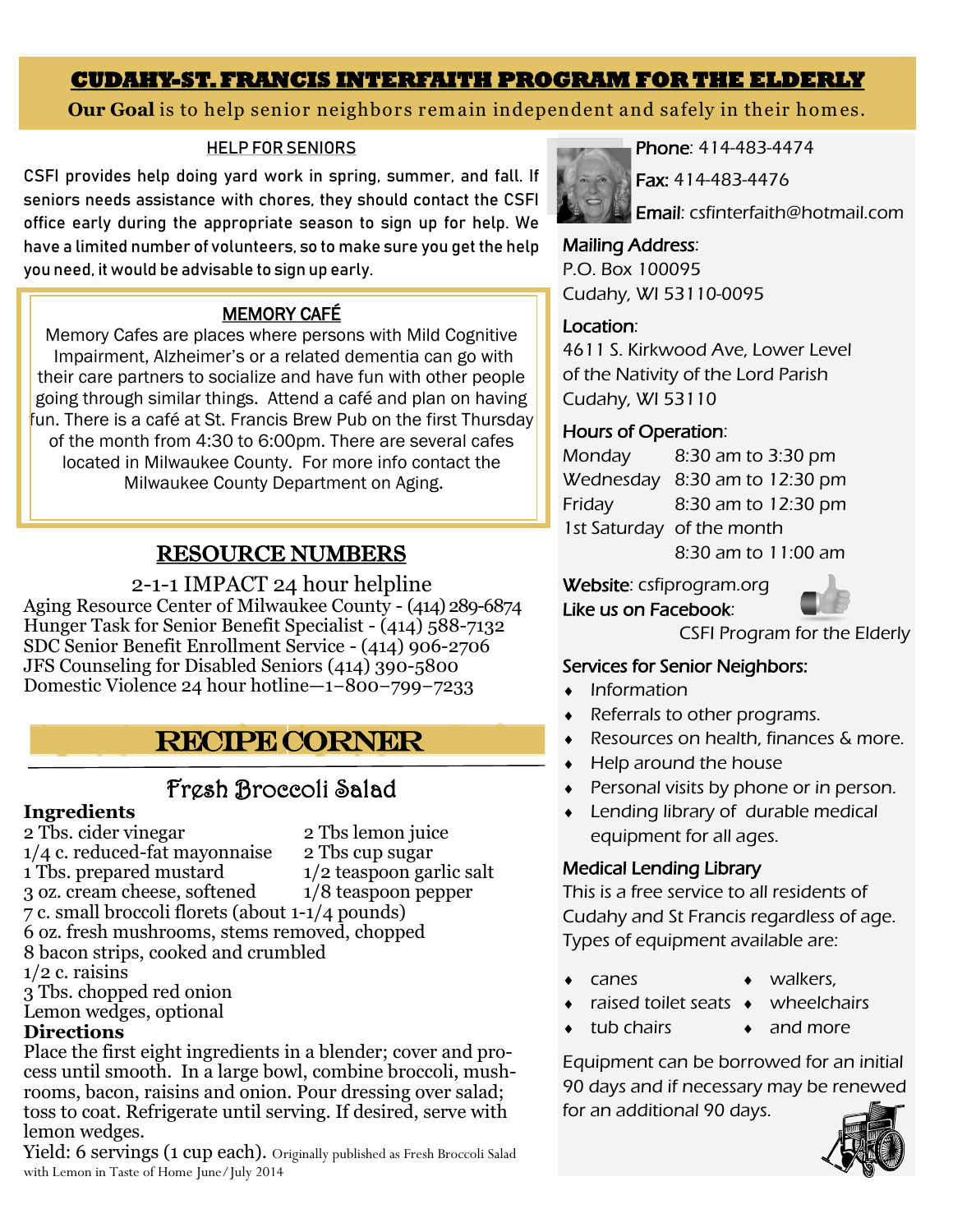# CUDAHY-ST. FRANCIS INTERFAITH PROGRAM FOR THE ELDERLY

**Our Goal** is to help senior neighbors remain independent and safely in their homes.

## HELP FOR SENIORS

CSFI provides help doing yard work in spring, summer, and fall. If seniors needs assistance with chores, they should contact the CSFI office early during the appropriate season to sign up for help. We have a limited number of volunteers, so to make sure you get the help you need, it would be advisable to sign up early.

## MEMORY CAFÉ

Memory Cafes are places where persons with Mild Cognitive Impairment, Alzheimer's or a related dementia can go with their care partners to socialize and have fun with other people going through similar things. Attend a café and plan on having fun. There is a café at St. Francis Brew Pub on the first Thursday of the month from 4:30 to 6:00pm. There are several cafes located in Milwaukee County. For more info contact the Milwaukee County Department on Aging.

## RESOURCE NUMBERS

2-1-1 IMPACT 24 hour helpline
Aging Resource Center of Milwaukee County - (414) 289-6874
Hunger Task for Senior Benefit Specialist - (414) 588-7132
SDC Senior Benefit Enrollment Service - (414) 906-2706
JFS Counseling for Disabled Seniors (414) 390-5800
Domestic Violence 24 hour hotline—1–800–799–7233

## RECIPE CORNER

### Fresh Broccoli Salad

**Ingredients**

- 2 Tbs. cider vinegar
- 1/4 c. reduced-fat mayonnaise
- 1 Tbs. prepared mustard
- 3 oz. cream cheese, softened
- 2 Tbs lemon juice
- 2 Tbs cup sugar
- 1/2 teaspoon garlic salt
- 1/8 teaspoon pepper
- 7 c. small broccoli florets (about 1-1/4 pounds)
- 6 oz. fresh mushrooms, stems removed, chopped
- 8 bacon strips, cooked and crumbled
- 1/2 c. raisins
- 3 Tbs. chopped red onion
- Lemon wedges, optional

**Directions**

Place the first eight ingredients in a blender; cover and process until smooth. In a large bowl, combine broccoli, mushrooms, bacon, raisins and onion. Pour dressing over salad; toss to coat. Refrigerate until serving. If desired, serve with lemon wedges.

Yield: 6 servings (1 cup each). Originally published as Fresh Broccoli Salad with Lemon in Taste of Home June/July 2014

---

**Phone**: 414-483-4474

**Fax**: 414-483-4476

**Email**: csfinterfaith@hotmail.com

**Mailing Address**:
P.O. Box 100095
Cudahy, WI 53110-0095

**Location**:
4611 S. Kirkwood Ave, Lower Level of the Nativity of the Lord Parish
Cudahy, WI 53110

**Hours of Operation**:

| | |
|---|---|
| Monday | 8:30 am to 3:30 pm |
| Wednesday | 8:30 am to 12:30 pm |
| Friday | 8:30 am to 12:30 pm |
| 1st Saturday of the month | 8:30 am to 11:00 am |

**Website**: csfiprogram.org

**Like us on Facebook**: CSFI Program for the Elderly

**Services for Senior Neighbors:**

- Information
- Referrals to other programs.
- Resources on health, finances & more.
- Help around the house
- Personal visits by phone or in person.
- Lending library of durable medical equipment for all ages.

**Medical Lending Library**

This is a free service to all residents of Cudahy and St Francis regardless of age. Types of equipment available are:

- canes
- walkers,
- raised toilet seats
- wheelchairs
- tub chairs
- and more

Equipment can be borrowed for an initial 90 days and if necessary may be renewed for an additional 90 days.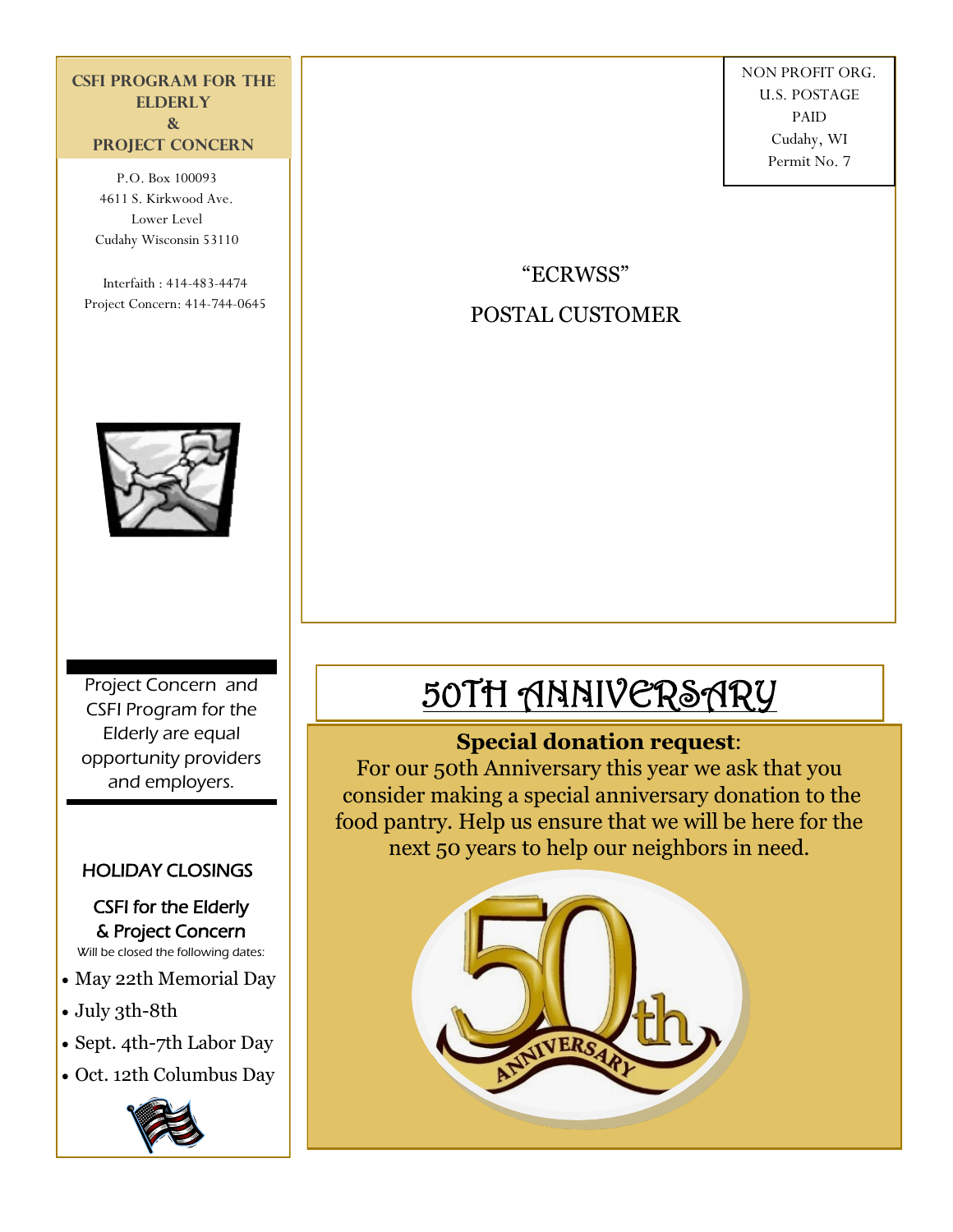**CSFI PROGRAM FOR THE ELDERLY**
**&**
**PROJECT CONCERN**

P.O. Box 100093
4611 S. Kirkwood Ave.
Lower Level
Cudahy Wisconsin 53110

Interfaith : 414-483-4474
Project Concern: 414-744-0645

Project Concern and CSFI Program for the Elderly are equal opportunity providers and employers.

HOLIDAY CLOSINGS

CSFI for the Elderly
& Project Concern

*Will be closed the following dates:*

- May 22th Memorial Day
- July 3th-8th
- Sept. 4th-7th Labor Day
- Oct. 12th Columbus Day

NON PROFIT ORG.
U.S. POSTAGE
PAID
Cudahy, WI
Permit No. 7

"ECRWSS"

POSTAL CUSTOMER

# 50TH ANNIVERSARY

**Special donation request**:
For our 50th Anniversary this year we ask that you consider making a special anniversary donation to the food pantry. Help us ensure that we will be here for the next 50 years to help our neighbors in need.